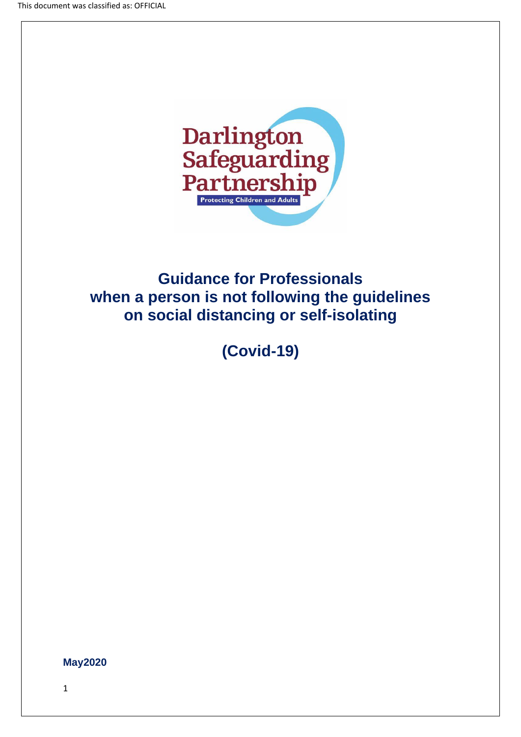This document was classified as: OFFICIAL

Darlington Safeguarding Partnership

Protecting Children and Adults

# Guidance for Professionals when a person is not following the guidelines on social distancing or self-isolating

# (Covid-19)

**May2020**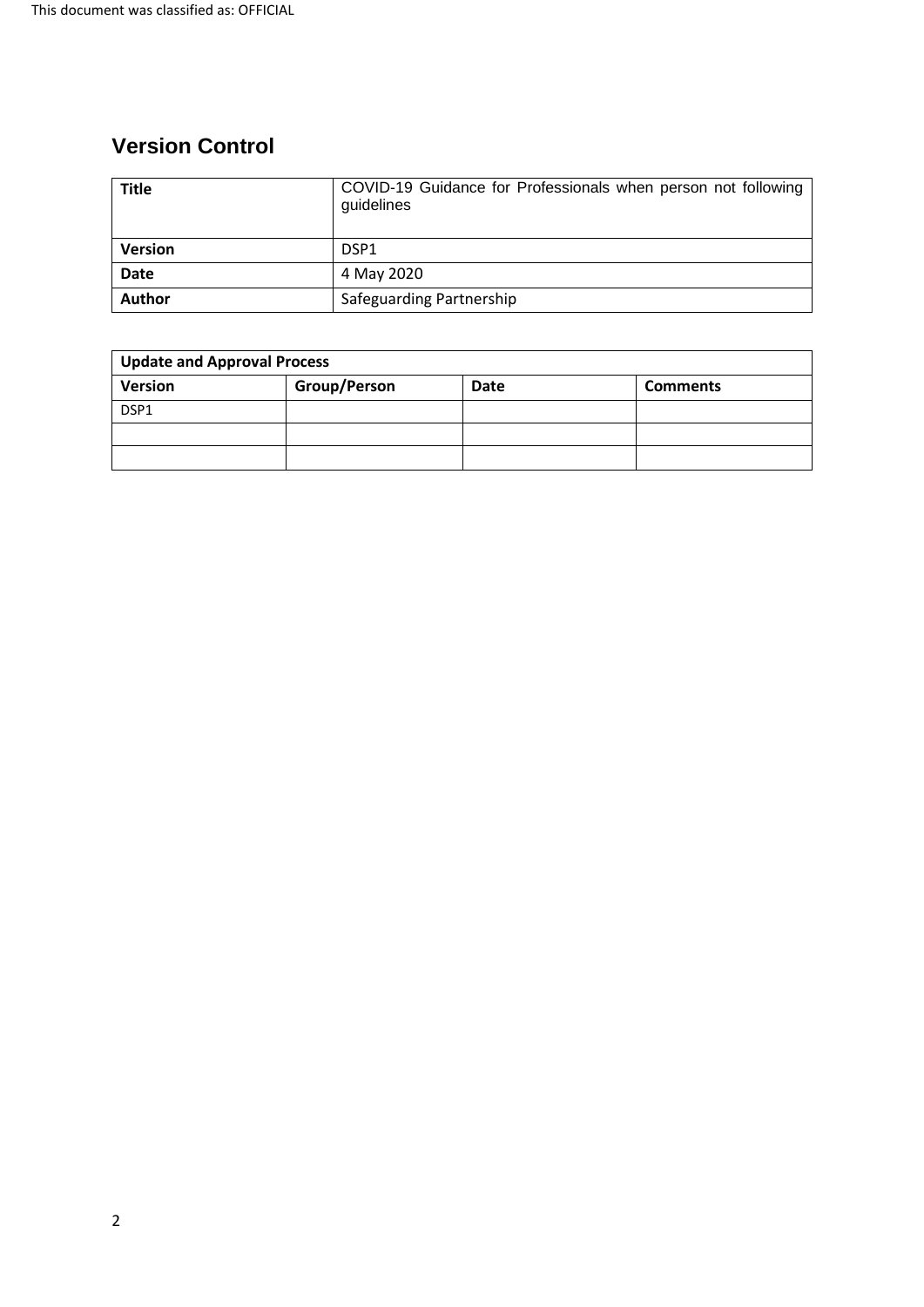## Version Control

| | |
|---|---|
| **Title** | COVID-19 Guidance for Professionals when person not following guidelines |
| **Version** | DSP1 |
| **Date** | 4 May 2020 |
| **Author** | Safeguarding Partnership |

| **Update and Approval Process** | | | |
|---|---|---|---|
| **Version** | **Group/Person** | **Date** | **Comments** |
| DSP1 | | | |
| | | | |
| | | | |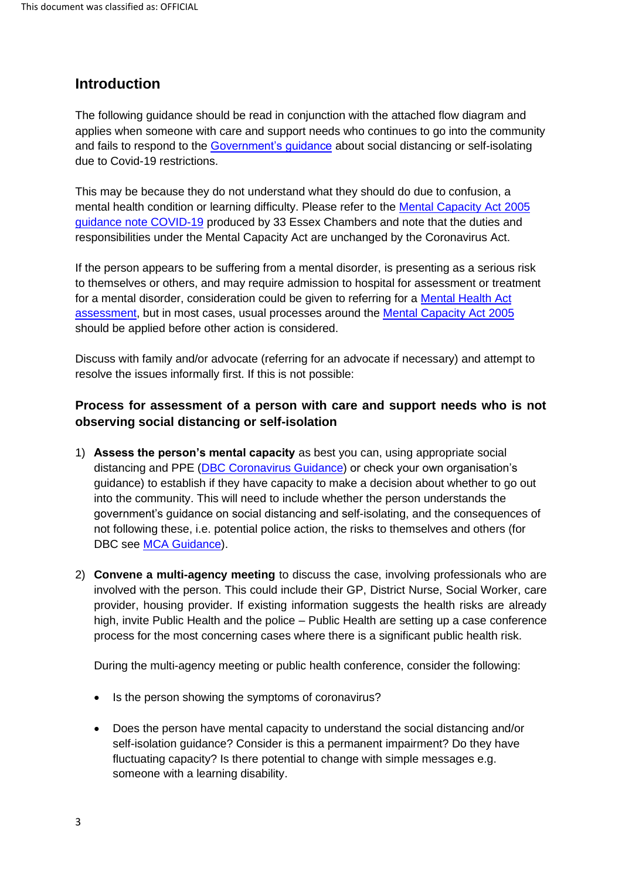## Introduction

The following guidance should be read in conjunction with the attached flow diagram and applies when someone with care and support needs who continues to go into the community and fails to respond to the Government's guidance about social distancing or self-isolating due to Covid-19 restrictions.

This may be because they do not understand what they should do due to confusion, a mental health condition or learning difficulty. Please refer to the Mental Capacity Act 2005 guidance note COVID-19 produced by 33 Essex Chambers and note that the duties and responsibilities under the Mental Capacity Act are unchanged by the Coronavirus Act.

If the person appears to be suffering from a mental disorder, is presenting as a serious risk to themselves or others, and may require admission to hospital for assessment or treatment for a mental disorder, consideration could be given to referring for a Mental Health Act assessment, but in most cases, usual processes around the Mental Capacity Act 2005 should be applied before other action is considered.

Discuss with family and/or advocate (referring for an advocate if necessary) and attempt to resolve the issues informally first. If this is not possible:

### Process for assessment of a person with care and support needs who is not observing social distancing or self-isolation

1) **Assess the person's mental capacity** as best you can, using appropriate social distancing and PPE (DBC Coronavirus Guidance) or check your own organisation's guidance) to establish if they have capacity to make a decision about whether to go out into the community. This will need to include whether the person understands the government's guidance on social distancing and self-isolating, and the consequences of not following these, i.e. potential police action, the risks to themselves and others (for DBC see MCA Guidance).

2) **Convene a multi-agency meeting** to discuss the case, involving professionals who are involved with the person. This could include their GP, District Nurse, Social Worker, care provider, housing provider. If existing information suggests the health risks are already high, invite Public Health and the police – Public Health are setting up a case conference process for the most concerning cases where there is a significant public health risk.

   During the multi-agency meeting or public health conference, consider the following:

   - Is the person showing the symptoms of coronavirus?

   - Does the person have mental capacity to understand the social distancing and/or self-isolation guidance? Consider is this a permanent impairment? Do they have fluctuating capacity? Is there potential to change with simple messages e.g. someone with a learning disability.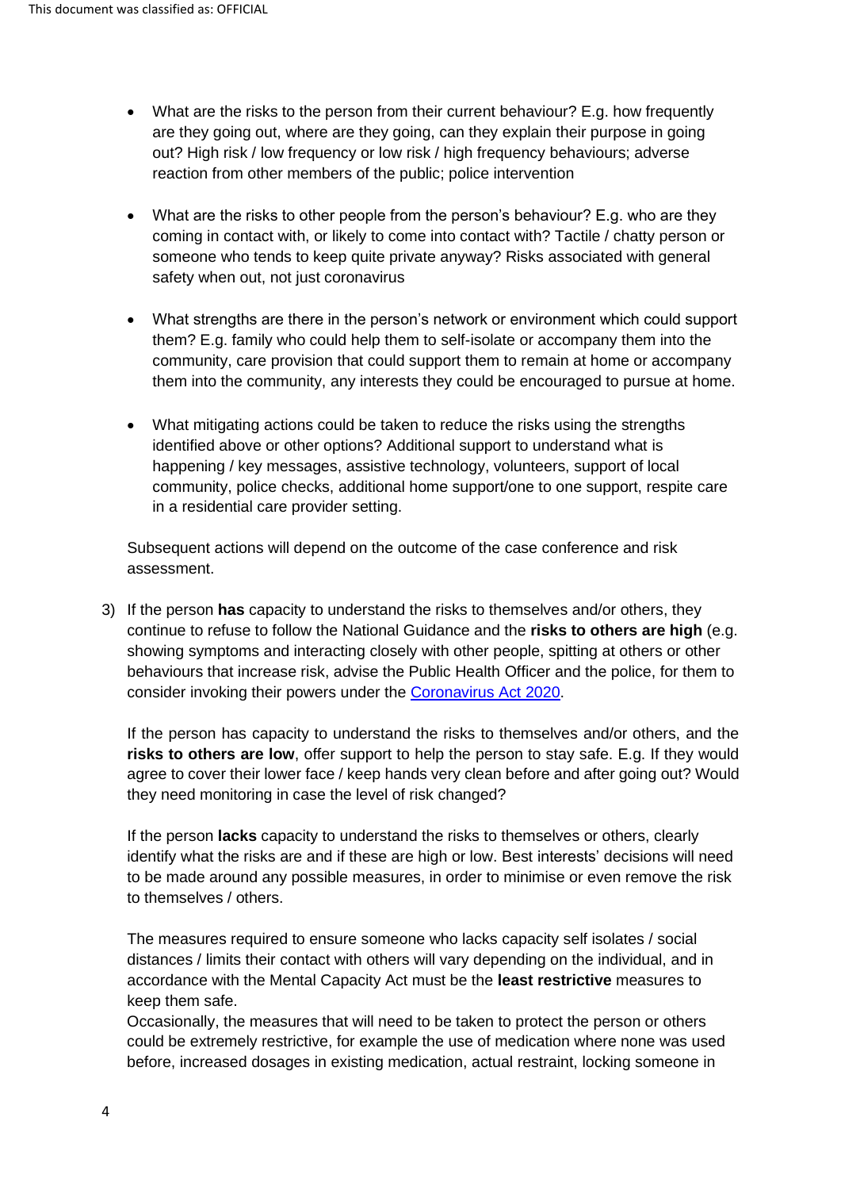- What are the risks to the person from their current behaviour? E.g. how frequently are they going out, where are they going, can they explain their purpose in going out? High risk / low frequency or low risk / high frequency behaviours; adverse reaction from other members of the public; police intervention

- What are the risks to other people from the person's behaviour? E.g. who are they coming in contact with, or likely to come into contact with? Tactile / chatty person or someone who tends to keep quite private anyway? Risks associated with general safety when out, not just coronavirus

- What strengths are there in the person's network or environment which could support them? E.g. family who could help them to self-isolate or accompany them into the community, care provision that could support them to remain at home or accompany them into the community, any interests they could be encouraged to pursue at home.

- What mitigating actions could be taken to reduce the risks using the strengths identified above or other options? Additional support to understand what is happening / key messages, assistive technology, volunteers, support of local community, police checks, additional home support/one to one support, respite care in a residential care provider setting.

Subsequent actions will depend on the outcome of the case conference and risk assessment.

3) If the person **has** capacity to understand the risks to themselves and/or others, they continue to refuse to follow the National Guidance and the **risks to others are high** (e.g. showing symptoms and interacting closely with other people, spitting at others or other behaviours that increase risk, advise the Public Health Officer and the police, for them to consider invoking their powers under the [Coronavirus Act 2020](Coronavirus Act 2020).

   If the person has capacity to understand the risks to themselves and/or others, and the **risks to others are low**, offer support to help the person to stay safe. E.g. If they would agree to cover their lower face / keep hands very clean before and after going out? Would they need monitoring in case the level of risk changed?

   If the person **lacks** capacity to understand the risks to themselves or others, clearly identify what the risks are and if these are high or low. Best interests' decisions will need to be made around any possible measures, in order to minimise or even remove the risk to themselves / others.

   The measures required to ensure someone who lacks capacity self isolates / social distances / limits their contact with others will vary depending on the individual, and in accordance with the Mental Capacity Act must be the **least restrictive** measures to keep them safe.
   Occasionally, the measures that will need to be taken to protect the person or others could be extremely restrictive, for example the use of medication where none was used before, increased dosages in existing medication, actual restraint, locking someone in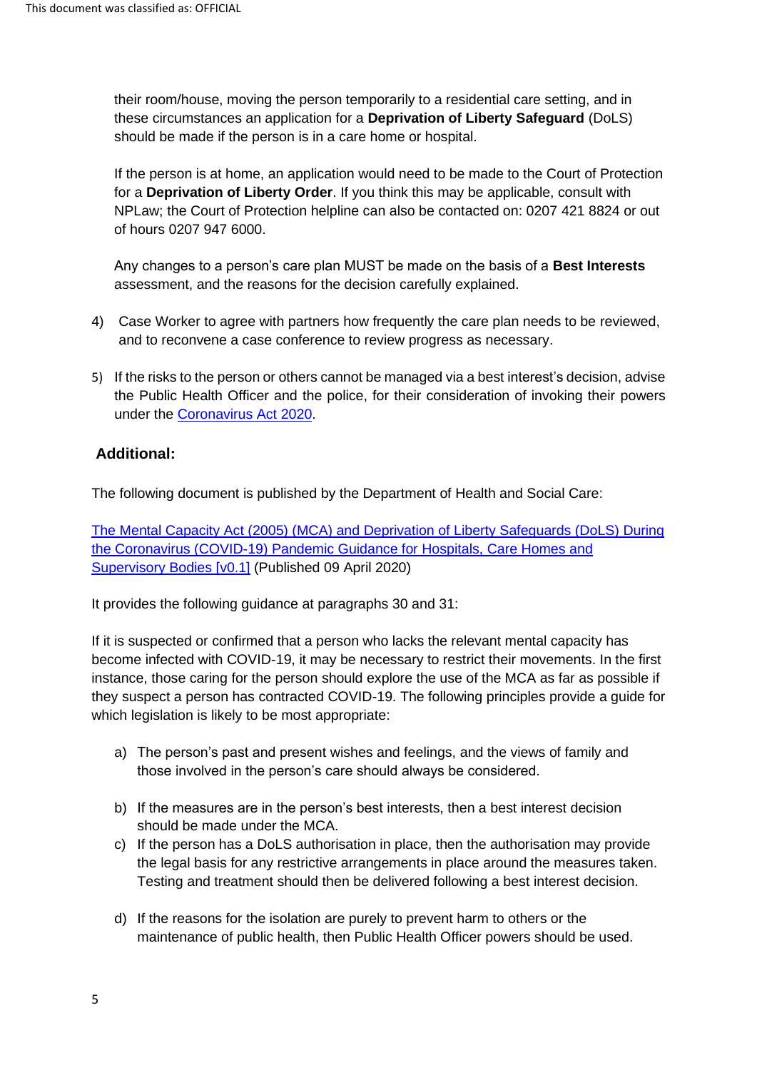their room/house, moving the person temporarily to a residential care setting, and in these circumstances an application for a **Deprivation of Liberty Safeguard** (DoLS) should be made if the person is in a care home or hospital.

If the person is at home, an application would need to be made to the Court of Protection for a **Deprivation of Liberty Order**. If you think this may be applicable, consult with NPLaw; the Court of Protection helpline can also be contacted on: 0207 421 8824 or out of hours 0207 947 6000.

Any changes to a person's care plan MUST be made on the basis of a **Best Interests** assessment, and the reasons for the decision carefully explained.

4) Case Worker to agree with partners how frequently the care plan needs to be reviewed, and to reconvene a case conference to review progress as necessary.

5) If the risks to the person or others cannot be managed via a best interest's decision, advise the Public Health Officer and the police, for their consideration of invoking their powers under the Coronavirus Act 2020.

**Additional:**

The following document is published by the Department of Health and Social Care:

The Mental Capacity Act (2005) (MCA) and Deprivation of Liberty Safeguards (DoLS) During the Coronavirus (COVID-19) Pandemic Guidance for Hospitals, Care Homes and Supervisory Bodies [v0.1] (Published 09 April 2020)

It provides the following guidance at paragraphs 30 and 31:

If it is suspected or confirmed that a person who lacks the relevant mental capacity has become infected with COVID-19, it may be necessary to restrict their movements. In the first instance, those caring for the person should explore the use of the MCA as far as possible if they suspect a person has contracted COVID-19. The following principles provide a guide for which legislation is likely to be most appropriate:

a) The person's past and present wishes and feelings, and the views of family and those involved in the person's care should always be considered.

b) If the measures are in the person's best interests, then a best interest decision should be made under the MCA.

c) If the person has a DoLS authorisation in place, then the authorisation may provide the legal basis for any restrictive arrangements in place around the measures taken. Testing and treatment should then be delivered following a best interest decision.

d) If the reasons for the isolation are purely to prevent harm to others or the maintenance of public health, then Public Health Officer powers should be used.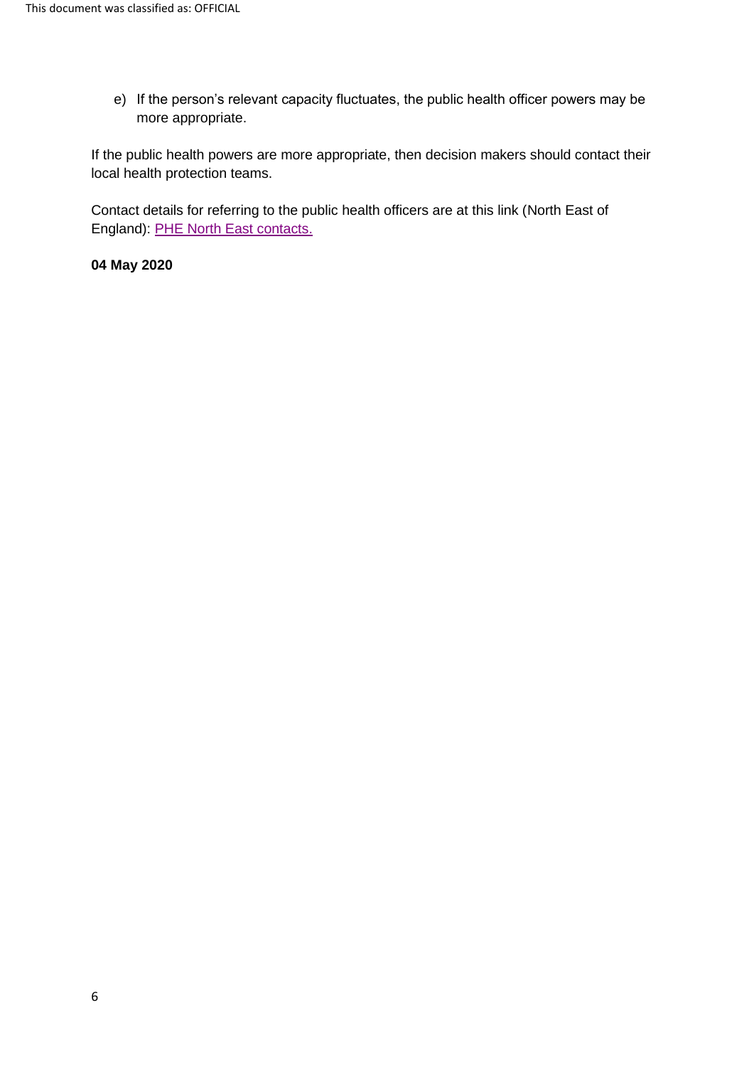e) If the person's relevant capacity fluctuates, the public health officer powers may be more appropriate.

If the public health powers are more appropriate, then decision makers should contact their local health protection teams.

Contact details for referring to the public health officers are at this link (North East of England): PHE North East contacts.

**04 May 2020**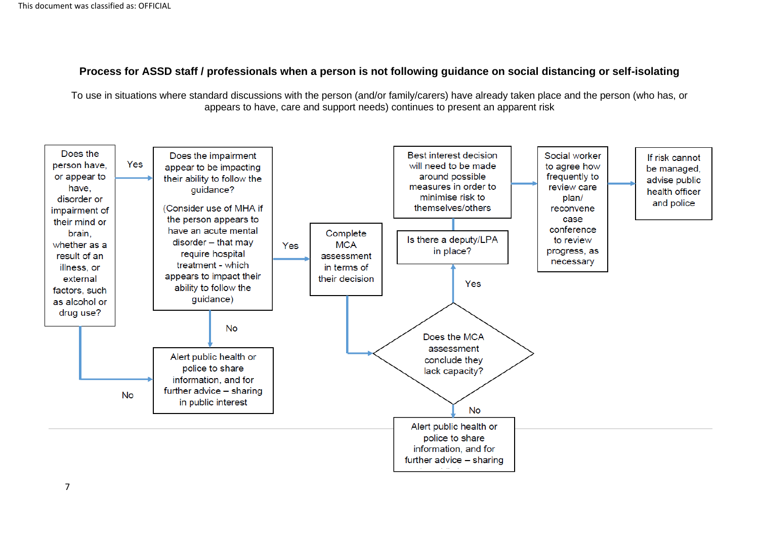This document was classified as: OFFICIAL

**Process for ASSD staff / professionals when a person is not following guidance on social distancing or self-isolating**

To use in situations where standard discussions with the person (and/or family/carers) have already taken place and the person (who has, or appears to have, care and support needs) continues to present an apparent risk

Does the person have, or appear to have, disorder or impairment of their mind or brain, whether as a result of an illness, or external factors, such as alcohol or drug use?

Yes

No

Does the impairment appear to be impacting their ability to follow the guidance?

(Consider use of MHA if the person appears to have an acute mental disorder – that may require hospital treatment - which appears to impact their ability to follow the guidance)

Yes

No

Alert public health or police to share information, and for further advice – sharing in public interest

Complete MCA assessment in terms of their decision

Does the MCA assessment conclude they lack capacity?

Yes

No

Is there a deputy/LPA in place?

Best interest decision will need to be made around possible measures in order to minimise risk to themselves/others

Social worker to agree how frequently to review care plan/ reconvene case conference to review progress, as necessary

If risk cannot be managed, advise public health officer and police

Alert public health or police to share information, and for further advice – sharing